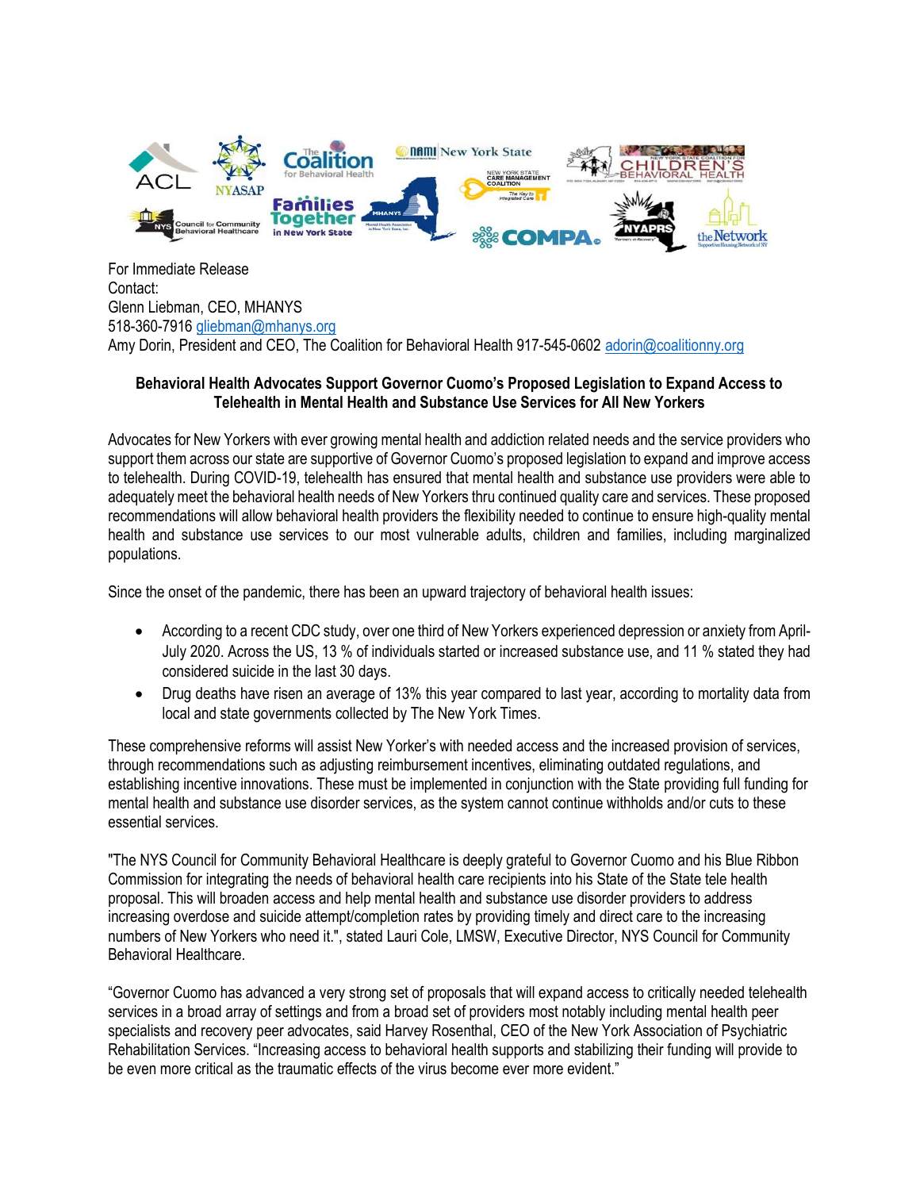For Immediate Release
Contact:
Glenn Liebman, CEO, MHANYS
518-360-7916 gliebman@mhanys.org
Amy Dorin, President and CEO, The Coalition for Behavioral Health 917-545-0602 adorin@coalitionny.org

**Behavioral Health Advocates Support Governor Cuomo's Proposed Legislation to Expand Access to Telehealth in Mental Health and Substance Use Services for All New Yorkers**

Advocates for New Yorkers with ever growing mental health and addiction related needs and the service providers who support them across our state are supportive of Governor Cuomo's proposed legislation to expand and improve access to telehealth. During COVID-19, telehealth has ensured that mental health and substance use providers were able to adequately meet the behavioral health needs of New Yorkers thru continued quality care and services. These proposed recommendations will allow behavioral health providers the flexibility needed to continue to ensure high-quality mental health and substance use services to our most vulnerable adults, children and families, including marginalized populations.

Since the onset of the pandemic, there has been an upward trajectory of behavioral health issues:

- According to a recent CDC study, over one third of New Yorkers experienced depression or anxiety from April-July 2020. Across the US, 13 % of individuals started or increased substance use, and 11 % stated they had considered suicide in the last 30 days.
- Drug deaths have risen an average of 13% this year compared to last year, according to mortality data from local and state governments collected by The New York Times.

These comprehensive reforms will assist New Yorker's with needed access and the increased provision of services, through recommendations such as adjusting reimbursement incentives, eliminating outdated regulations, and establishing incentive innovations. These must be implemented in conjunction with the State providing full funding for mental health and substance use disorder services, as the system cannot continue withholds and/or cuts to these essential services.

"The NYS Council for Community Behavioral Healthcare is deeply grateful to Governor Cuomo and his Blue Ribbon Commission for integrating the needs of behavioral health care recipients into his State of the State tele health proposal. This will broaden access and help mental health and substance use disorder providers to address increasing overdose and suicide attempt/completion rates by providing timely and direct care to the increasing numbers of New Yorkers who need it.", stated Lauri Cole, LMSW, Executive Director, NYS Council for Community Behavioral Healthcare.

"Governor Cuomo has advanced a very strong set of proposals that will expand access to critically needed telehealth services in a broad array of settings and from a broad set of providers most notably including mental health peer specialists and recovery peer advocates, said Harvey Rosenthal, CEO of the New York Association of Psychiatric Rehabilitation Services. "Increasing access to behavioral health supports and stabilizing their funding will provide to be even more critical as the traumatic effects of the virus become ever more evident."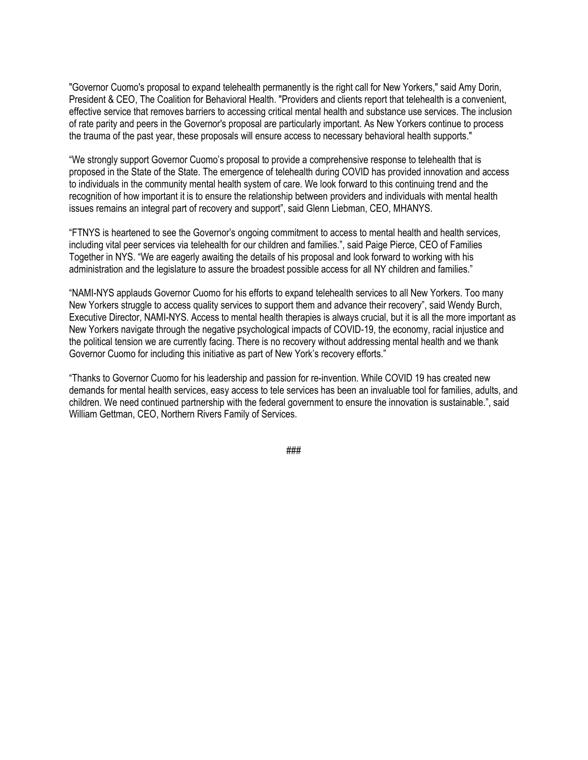"Governor Cuomo's proposal to expand telehealth permanently is the right call for New Yorkers," said Amy Dorin, President & CEO, The Coalition for Behavioral Health. "Providers and clients report that telehealth is a convenient, effective service that removes barriers to accessing critical mental health and substance use services. The inclusion of rate parity and peers in the Governor's proposal are particularly important. As New Yorkers continue to process the trauma of the past year, these proposals will ensure access to necessary behavioral health supports."

"We strongly support Governor Cuomo's proposal to provide a comprehensive response to telehealth that is proposed in the State of the State. The emergence of telehealth during COVID has provided innovation and access to individuals in the community mental health system of care. We look forward to this continuing trend and the recognition of how important it is to ensure the relationship between providers and individuals with mental health issues remains an integral part of recovery and support", said Glenn Liebman, CEO, MHANYS.

"FTNYS is heartened to see the Governor's ongoing commitment to access to mental health and health services, including vital peer services via telehealth for our children and families.", said Paige Pierce, CEO of Families Together in NYS. "We are eagerly awaiting the details of his proposal and look forward to working with his administration and the legislature to assure the broadest possible access for all NY children and families."

"NAMI-NYS applauds Governor Cuomo for his efforts to expand telehealth services to all New Yorkers. Too many New Yorkers struggle to access quality services to support them and advance their recovery", said Wendy Burch, Executive Director, NAMI-NYS. Access to mental health therapies is always crucial, but it is all the more important as New Yorkers navigate through the negative psychological impacts of COVID-19, the economy, racial injustice and the political tension we are currently facing. There is no recovery without addressing mental health and we thank Governor Cuomo for including this initiative as part of New York's recovery efforts."

"Thanks to Governor Cuomo for his leadership and passion for re-invention. While COVID 19 has created new demands for mental health services, easy access to tele services has been an invaluable tool for families, adults, and children. We need continued partnership with the federal government to ensure the innovation is sustainable.", said William Gettman, CEO, Northern Rivers Family of Services.

###